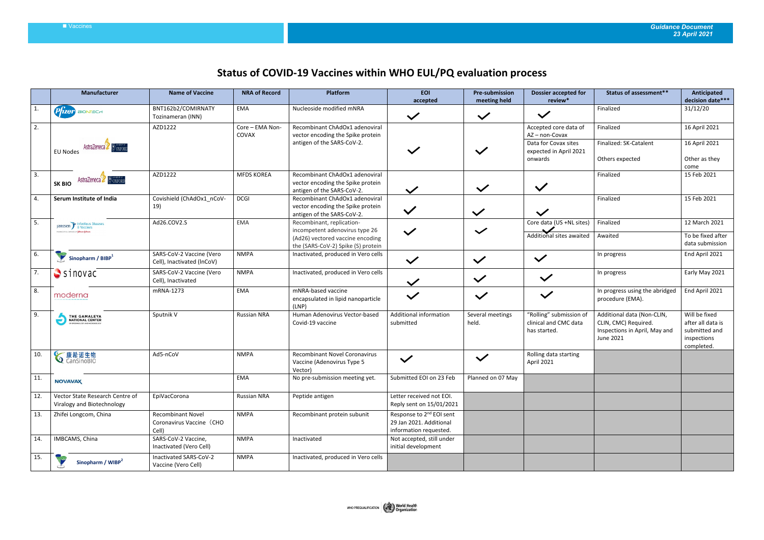# Status of COVID-19 Vaccines within WHO EUL/PQ evaluation process

| | Manufacturer | Name of Vaccine | NRA of Record | Platform | EOI accepted | Pre-submission meeting held | Dossier accepted for review* | Status of assessment** | Anticipated decision date*** |
|---|---|---|---|---|---|---|---|---|---|
| 1. | Pfizer BIONTECH | BNT162b2/COMIRNATY Tozinameran (INN) | EMA | Nucleoside modified mNRA | ✓ | ✓ | ✓ | Finalized | 31/12/20 |
| 2. | EU Nodes AstraZeneca Oxford | AZD1222 | Core – EMA Non-COVAX | Recombinant ChAdOx1 adenoviral vector encoding the Spike protein antigen of the SARS-CoV-2. | ✓ | ✓ | Accepted core data of AZ – non-Covax | Finalized | 16 April 2021 |
| | | | | | | | Data for Covax sites expected in April 2021 onwards | Finalized: SK-Catalent<br>Others expected | 16 April 2021<br>Other as they come |
| 3. | SK BIO AstraZeneca Oxford | AZD1222 | MFDS KOREA | Recombinant ChAdOx1 adenoviral vector encoding the Spike protein antigen of the SARS-CoV-2. | ✓ | ✓ | ✓ | Finalized | 15 Feb 2021 |
| 4. | Serum Institute of India | Covishield (ChAdOx1_nCoV-19) | DCGI | Recombinant ChAdOx1 adenoviral vector encoding the Spike protein antigen of the SARS-CoV-2. | ✓ | ✓ | ✓ | Finalized | 15 Feb 2021 |
| 5. | Janssen Infectious Diseases & Vaccines | Ad26.COV2.S | EMA | Recombinant, replication-incompetent adenovirus type 26 (Ad26) vectored vaccine encoding the (SARS-CoV-2) Spike (S) protein | ✓ | ✓ | Core data (US +NL sites) ✓ | Finalized | 12 March 2021 |
| | | | | | | | Additional sites awaited | Awaited | To be fixed after data submission |
| 6. | Sinopharm / BIBP[1] | SARS-CoV-2 Vaccine (Vero Cell), Inactivated (InCoV) | NMPA | Inactivated, produced in Vero cells | ✓ | ✓ | ✓ | In progress | End April 2021 |
| 7. | sinovac | SARS-CoV-2 Vaccine (Vero Cell), Inactivated | NMPA | Inactivated, produced in Vero cells | ✓ | ✓ | ✓ | In progress | Early May 2021 |
| 8. | moderna | mRNA-1273 | EMA | mNRA-based vaccine encapsulated in lipid nanoparticle (LNP) | ✓ | ✓ | ✓ | In progress using the abridged procedure (EMA). | End April 2021 |
| 9. | THE GAMALEYA NATIONAL CENTER | Sputnik V | Russian NRA | Human Adenovirus Vector-based Covid-19 vaccine | Additional information submitted | Several meetings held. | "Rolling" submission of clinical and CMC data has started. | Additional data (Non-CLIN, CLIN, CMC) Required. Inspections in April, May and June 2021 | Will be fixed after all data is submitted and inspections completed. |
| 10. | 康希诺生物 CanSinoBIO | Ad5-nCoV | NMPA | Recombinant Novel Coronavirus Vaccine (Adenovirus Type 5 Vector) | ✓ | ✓ | Rolling data starting April 2021 | | |
| 11. | NOVAVAX | | EMA | No pre-submission meeting yet. | Submitted EOI on 23 Feb | Planned on 07 May | | | |
| 12. | Vector State Research Centre of Viralogy and Biotechnology | EpiVacCorona | Russian NRA | Peptide antigen | Letter received not EOI. Reply sent on 15/01/2021 | | | | |
| 13. | Zhifei Longcom, China | Recombinant Novel Coronavirus Vaccine（CHO Cell) | NMPA | Recombinant protein subunit | Response to 2nd EOI sent 29 Jan 2021. Additional information requested. | | | | |
| 14. | IMBCAMS, China | SARS-CoV-2 Vaccine, Inactivated (Vero Cell) | NMPA | Inactivated | Not accepted, still under initial development | | | | |
| 15. | Sinopharm / WIBP[2] | Inactivated SARS-CoV-2 Vaccine (Vero Cell) | NMPA | Inactivated, produced in Vero cells | | | | | |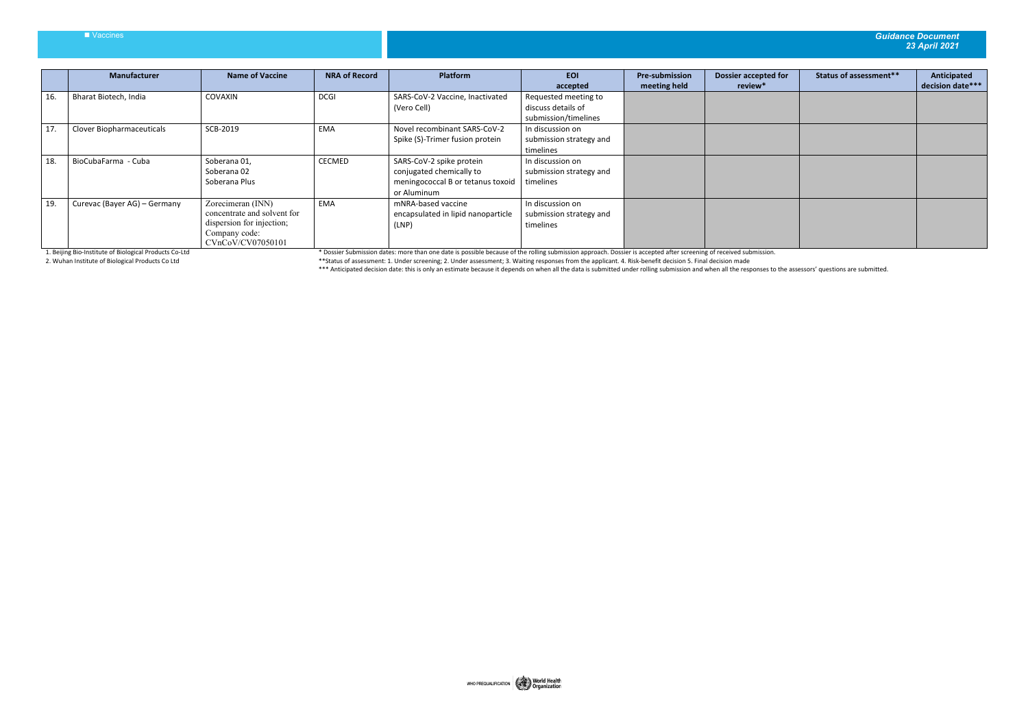| | Manufacturer | Name of Vaccine | NRA of Record | Platform | EOI accepted | Pre-submission meeting held | Dossier accepted for review* | Status of assessment** | Anticipated decision date*** |
|---|---|---|---|---|---|---|---|---|---|
| 16. | Bharat Biotech, India | COVAXIN | DCGI | SARS-CoV-2 Vaccine, Inactivated (Vero Cell) | Requested meeting to discuss details of submission/timelines | | | | |
| 17. | Clover Biopharmaceuticals | SCB-2019 | EMA | Novel recombinant SARS-CoV-2 Spike (S)-Trimer fusion protein | In discussion on submission strategy and timelines | | | | |
| 18. | BioCubaFarma - Cuba | Soberana 01, Soberana 02 Soberana Plus | CECMED | SARS-CoV-2 spike protein conjugated chemically to meningococcal B or tetanus toxoid or Aluminum | In discussion on submission strategy and timelines | | | | |
| 19. | Curevac (Bayer AG) – Germany | Zorecimeran (INN) concentrate and solvent for dispersion for injection; Company code: CVnCoV/CV07050101 | EMA | mNRA-based vaccine encapsulated in lipid nanoparticle (LNP) | In discussion on submission strategy and timelines | | | | |

1. Beijing Bio-Institute of Biological Products Co-Ltd
2. Wuhan Institute of Biological Products Co Ltd

* Dossier Submission dates: more than one date is possible because of the rolling submission approach. Dossier is accepted after screening of received submission.

**Status of assessment: 1. Under screening; 2. Under assessment; 3. Waiting responses from the applicant. 4. Risk-benefit decision 5. Final decision made

*** Anticipated decision date: this is only an estimate because it depends on when all the data is submitted under rolling submission and when all the responses to the assessors' questions are submitted.